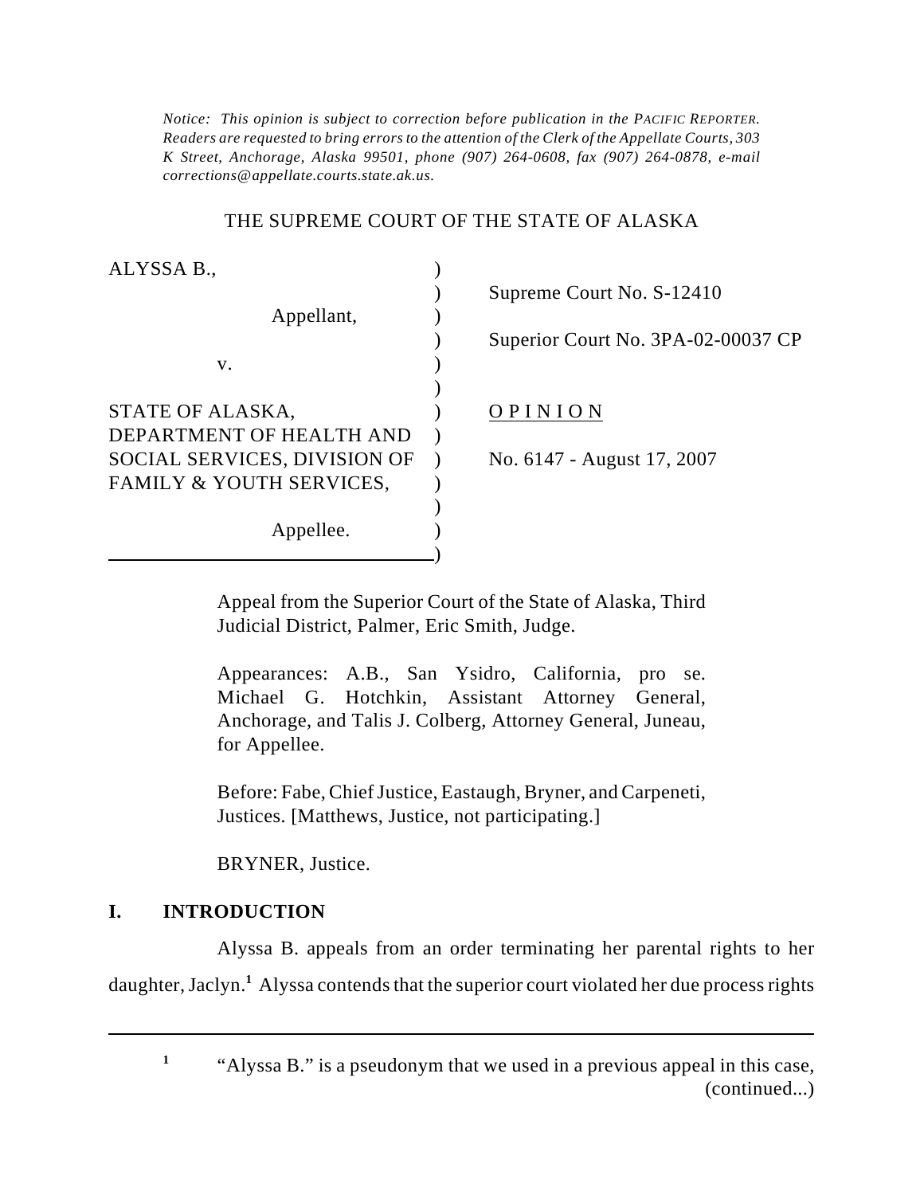*Notice: This opinion is subject to correction before publication in the PACIFIC REPORTER. Readers are requested to bring errors to the attention of the Clerk of the Appellate Courts, 303 K Street, Anchorage, Alaska 99501, phone (907) 264-0608, fax (907) 264-0878, e-mail corrections@appellate.courts.state.ak.us.*

THE SUPREME COURT OF THE STATE OF ALASKA

| | |
|---|---|
| ALYSSA B., Appellant, v. STATE OF ALASKA, DEPARTMENT OF HEALTH AND SOCIAL SERVICES, DIVISION OF FAMILY & YOUTH SERVICES, Appellee. | Supreme Court No. S-12410<br>Superior Court No. 3PA-02-00037 CP<br>OPINION<br>No. 6147 - August 17, 2007 |

Appeal from the Superior Court of the State of Alaska, Third Judicial District, Palmer, Eric Smith, Judge.

Appearances: A.B., San Ysidro, California, pro se. Michael G. Hotchkin, Assistant Attorney General, Anchorage, and Talis J. Colberg, Attorney General, Juneau, for Appellee.

Before: Fabe, Chief Justice, Eastaugh, Bryner, and Carpeneti, Justices. [Matthews, Justice, not participating.]

BRYNER, Justice.

## I. INTRODUCTION

Alyssa B. appeals from an order terminating her parental rights to her daughter, Jaclyn.[1] Alyssa contends that the superior court violated her due process rights

---

[1] "Alyssa B." is a pseudonym that we used in a previous appeal in this case, (continued...)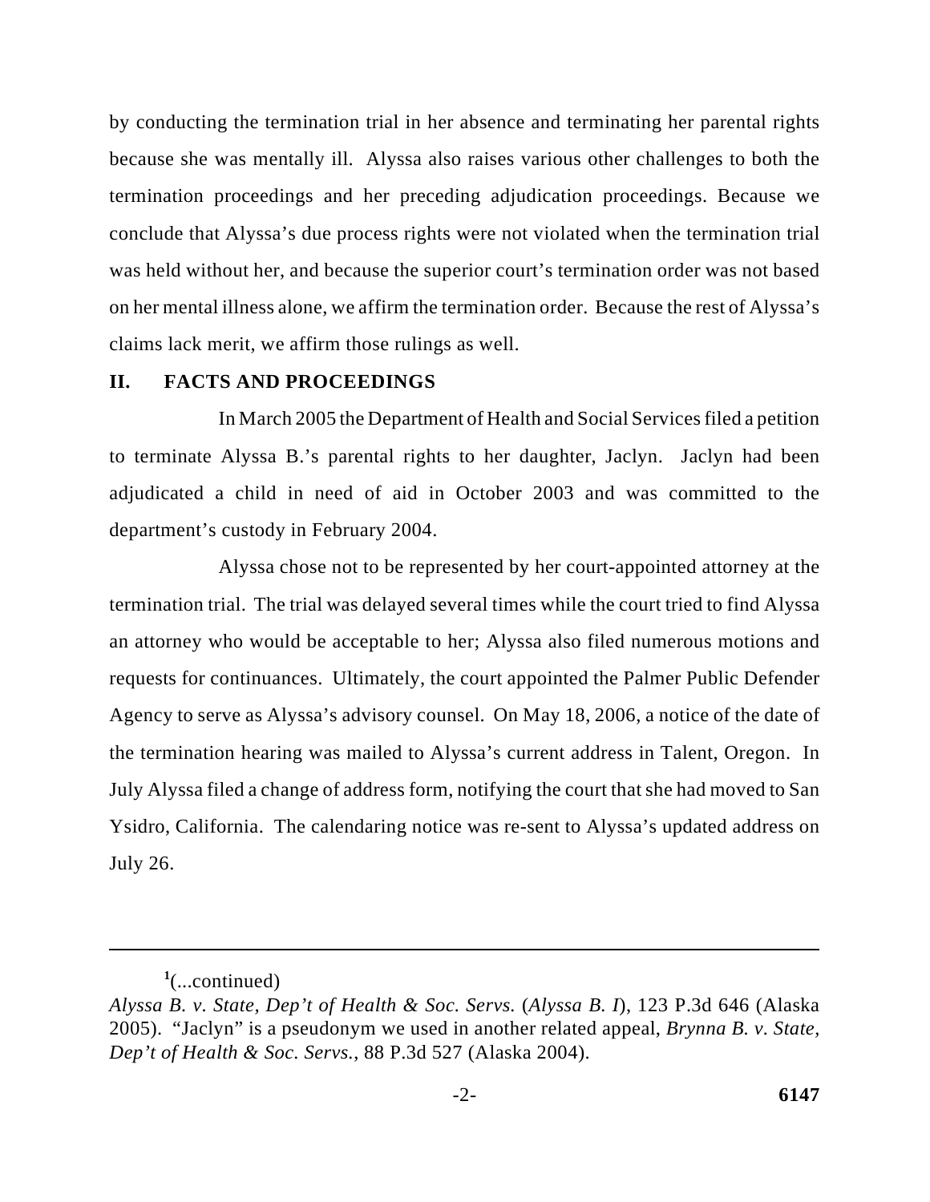by conducting the termination trial in her absence and terminating her parental rights because she was mentally ill. Alyssa also raises various other challenges to both the termination proceedings and her preceding adjudication proceedings. Because we conclude that Alyssa's due process rights were not violated when the termination trial was held without her, and because the superior court's termination order was not based on her mental illness alone, we affirm the termination order. Because the rest of Alyssa's claims lack merit, we affirm those rulings as well.

## II. FACTS AND PROCEEDINGS

In March 2005 the Department of Health and Social Services filed a petition to terminate Alyssa B.'s parental rights to her daughter, Jaclyn. Jaclyn had been adjudicated a child in need of aid in October 2003 and was committed to the department's custody in February 2004.

Alyssa chose not to be represented by her court-appointed attorney at the termination trial. The trial was delayed several times while the court tried to find Alyssa an attorney who would be acceptable to her; Alyssa also filed numerous motions and requests for continuances. Ultimately, the court appointed the Palmer Public Defender Agency to serve as Alyssa's advisory counsel. On May 18, 2006, a notice of the date of the termination hearing was mailed to Alyssa's current address in Talent, Oregon. In July Alyssa filed a change of address form, notifying the court that she had moved to San Ysidro, California. The calendaring notice was re-sent to Alyssa's updated address on July 26.

---

[1](...continued)
*Alyssa B. v. State, Dep't of Health & Soc. Servs.* (*Alyssa B. I*), 123 P.3d 646 (Alaska 2005). "Jaclyn" is a pseudonym we used in another related appeal, *Brynna B. v. State, Dep't of Health & Soc. Servs.*, 88 P.3d 527 (Alaska 2004).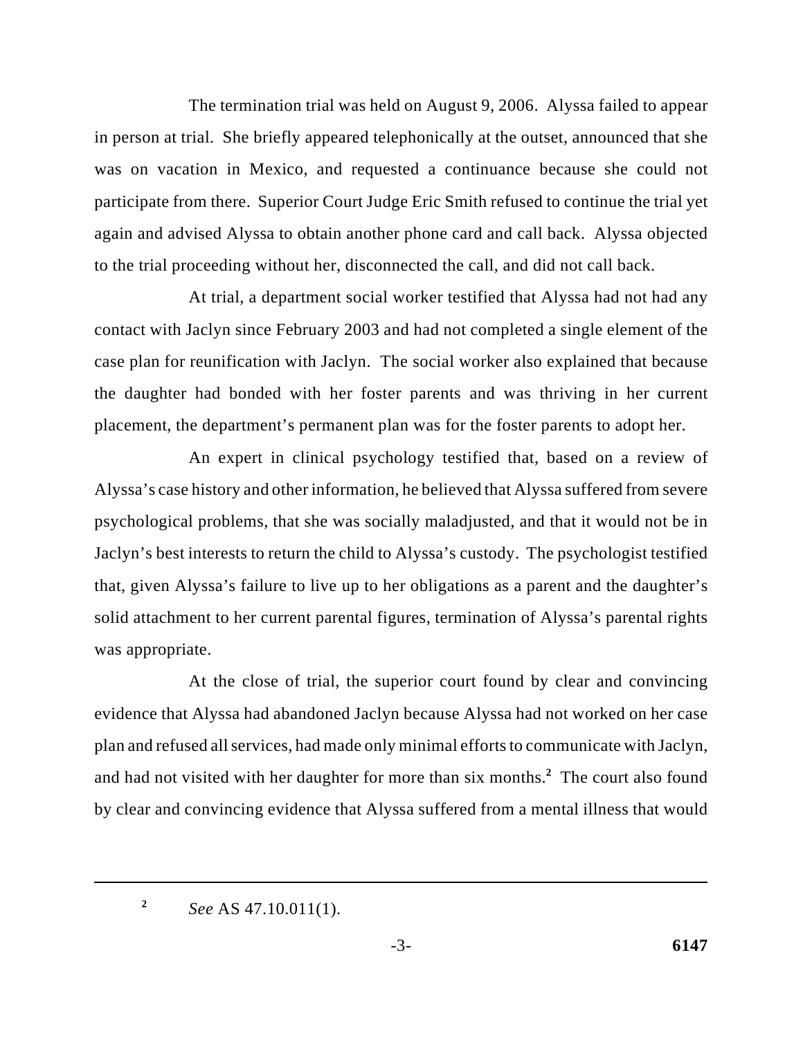The termination trial was held on August 9, 2006. Alyssa failed to appear in person at trial. She briefly appeared telephonically at the outset, announced that she was on vacation in Mexico, and requested a continuance because she could not participate from there. Superior Court Judge Eric Smith refused to continue the trial yet again and advised Alyssa to obtain another phone card and call back. Alyssa objected to the trial proceeding without her, disconnected the call, and did not call back.

At trial, a department social worker testified that Alyssa had not had any contact with Jaclyn since February 2003 and had not completed a single element of the case plan for reunification with Jaclyn. The social worker also explained that because the daughter had bonded with her foster parents and was thriving in her current placement, the department's permanent plan was for the foster parents to adopt her.

An expert in clinical psychology testified that, based on a review of Alyssa's case history and other information, he believed that Alyssa suffered from severe psychological problems, that she was socially maladjusted, and that it would not be in Jaclyn's best interests to return the child to Alyssa's custody. The psychologist testified that, given Alyssa's failure to live up to her obligations as a parent and the daughter's solid attachment to her current parental figures, termination of Alyssa's parental rights was appropriate.

At the close of trial, the superior court found by clear and convincing evidence that Alyssa had abandoned Jaclyn because Alyssa had not worked on her case plan and refused all services, had made only minimal efforts to communicate with Jaclyn, and had not visited with her daughter for more than six months.[2] The court also found by clear and convincing evidence that Alyssa suffered from a mental illness that would

---

[2] *See* AS 47.10.011(1).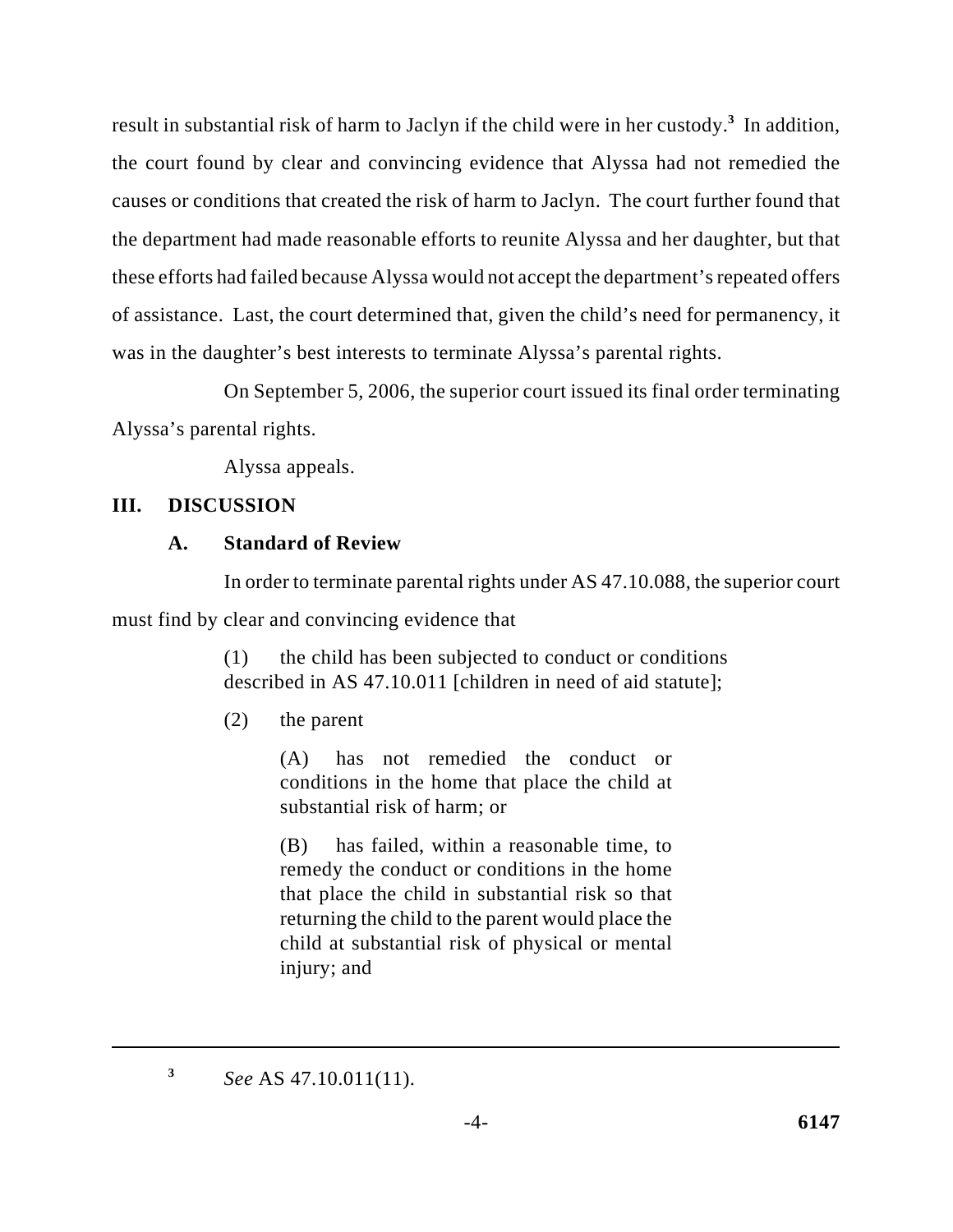result in substantial risk of harm to Jaclyn if the child were in her custody.[3] In addition, the court found by clear and convincing evidence that Alyssa had not remedied the causes or conditions that created the risk of harm to Jaclyn. The court further found that the department had made reasonable efforts to reunite Alyssa and her daughter, but that these efforts had failed because Alyssa would not accept the department's repeated offers of assistance. Last, the court determined that, given the child's need for permanency, it was in the daughter's best interests to terminate Alyssa's parental rights.

On September 5, 2006, the superior court issued its final order terminating Alyssa's parental rights.

Alyssa appeals.

## III. DISCUSSION

### A. Standard of Review

In order to terminate parental rights under AS 47.10.088, the superior court must find by clear and convincing evidence that

> (1) the child has been subjected to conduct or conditions described in AS 47.10.011 [children in need of aid statute];
>
> (2) the parent
>
> > (A) has not remedied the conduct or conditions in the home that place the child at substantial risk of harm; or
> >
> > (B) has failed, within a reasonable time, to remedy the conduct or conditions in the home that place the child in substantial risk so that returning the child to the parent would place the child at substantial risk of physical or mental injury; and

---

[3] *See* AS 47.10.011(11).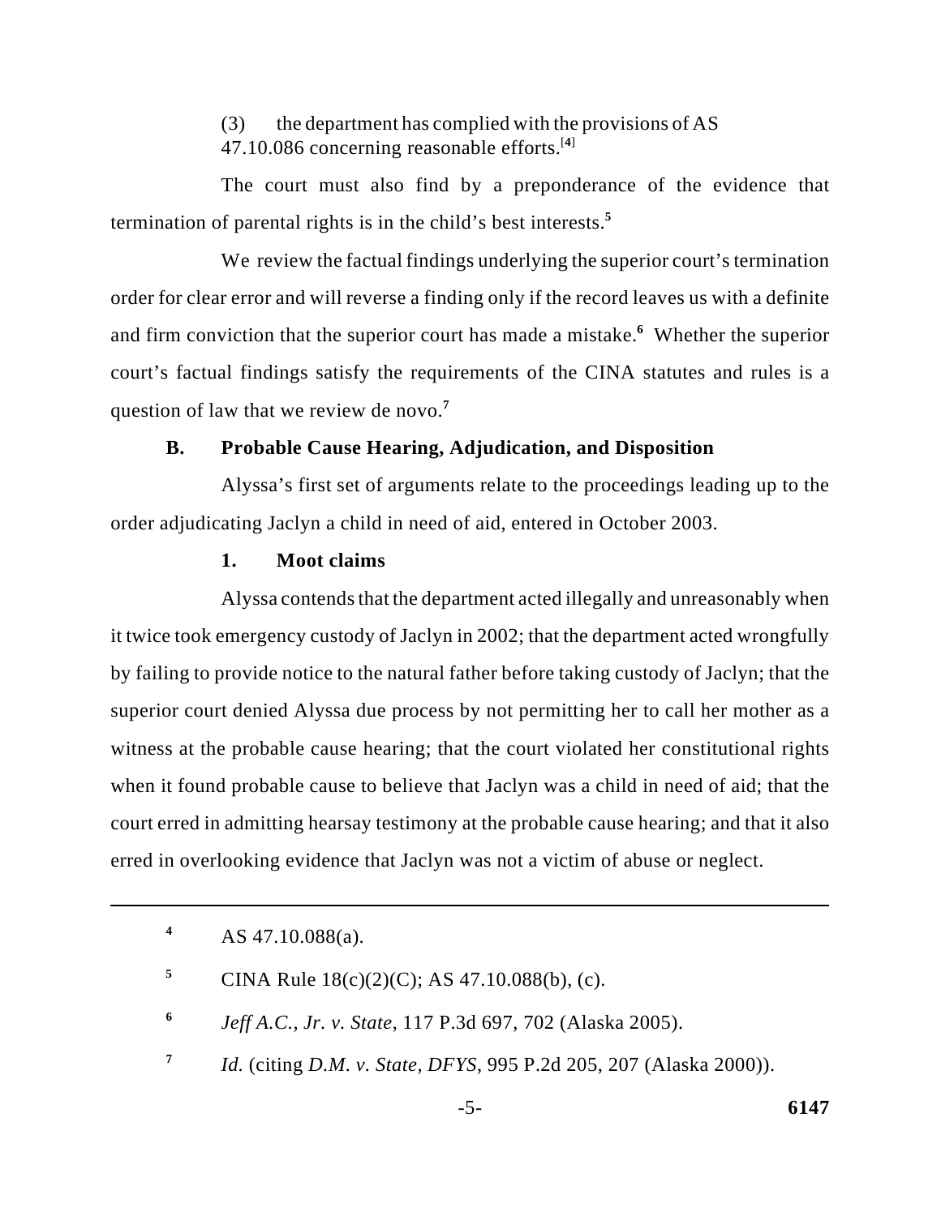(3) the department has complied with the provisions of AS 47.10.086 concerning reasonable efforts.[4]

The court must also find by a preponderance of the evidence that termination of parental rights is in the child's best interests.[5]

We review the factual findings underlying the superior court's termination order for clear error and will reverse a finding only if the record leaves us with a definite and firm conviction that the superior court has made a mistake.[6] Whether the superior court's factual findings satisfy the requirements of the CINA statutes and rules is a question of law that we review de novo.[7]

### B. Probable Cause Hearing, Adjudication, and Disposition

Alyssa's first set of arguments relate to the proceedings leading up to the order adjudicating Jaclyn a child in need of aid, entered in October 2003.

#### 1. Moot claims

Alyssa contends that the department acted illegally and unreasonably when it twice took emergency custody of Jaclyn in 2002; that the department acted wrongfully by failing to provide notice to the natural father before taking custody of Jaclyn; that the superior court denied Alyssa due process by not permitting her to call her mother as a witness at the probable cause hearing; that the court violated her constitutional rights when it found probable cause to believe that Jaclyn was a child in need of aid; that the court erred in admitting hearsay testimony at the probable cause hearing; and that it also erred in overlooking evidence that Jaclyn was not a victim of abuse or neglect.

---

[4] AS 47.10.088(a).

[5] CINA Rule 18(c)(2)(C); AS 47.10.088(b), (c).

[6] *Jeff A.C., Jr. v. State*, 117 P.3d 697, 702 (Alaska 2005).

[7] *Id.* (citing *D.M. v. State, DFYS*, 995 P.2d 205, 207 (Alaska 2000)).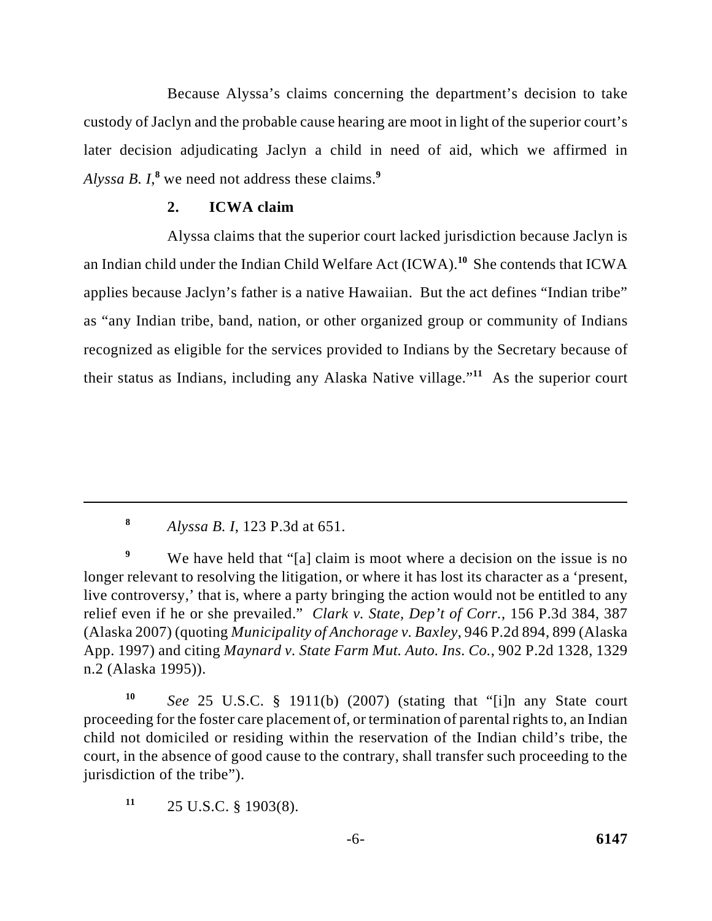Because Alyssa's claims concerning the department's decision to take custody of Jaclyn and the probable cause hearing are moot in light of the superior court's later decision adjudicating Jaclyn a child in need of aid, which we affirmed in *Alyssa B. I*,[8] we need not address these claims.[9]

### 2. ICWA claim

Alyssa claims that the superior court lacked jurisdiction because Jaclyn is an Indian child under the Indian Child Welfare Act (ICWA).[10] She contends that ICWA applies because Jaclyn's father is a native Hawaiian. But the act defines "Indian tribe" as "any Indian tribe, band, nation, or other organized group or community of Indians recognized as eligible for the services provided to Indians by the Secretary because of their status as Indians, including any Alaska Native village."[11] As the superior court

---

[8] *Alyssa B. I*, 123 P.3d at 651.

[9] We have held that "[a] claim is moot where a decision on the issue is no longer relevant to resolving the litigation, or where it has lost its character as a 'present, live controversy,' that is, where a party bringing the action would not be entitled to any relief even if he or she prevailed." *Clark v. State, Dep't of Corr.*, 156 P.3d 384, 387 (Alaska 2007) (quoting *Municipality of Anchorage v. Baxley*, 946 P.2d 894, 899 (Alaska App. 1997) and citing *Maynard v. State Farm Mut. Auto. Ins. Co.*, 902 P.2d 1328, 1329 n.2 (Alaska 1995)).

[10] *See* 25 U.S.C. § 1911(b) (2007) (stating that "[i]n any State court proceeding for the foster care placement of, or termination of parental rights to, an Indian child not domiciled or residing within the reservation of the Indian child's tribe, the court, in the absence of good cause to the contrary, shall transfer such proceeding to the jurisdiction of the tribe").

[11] 25 U.S.C. § 1903(8).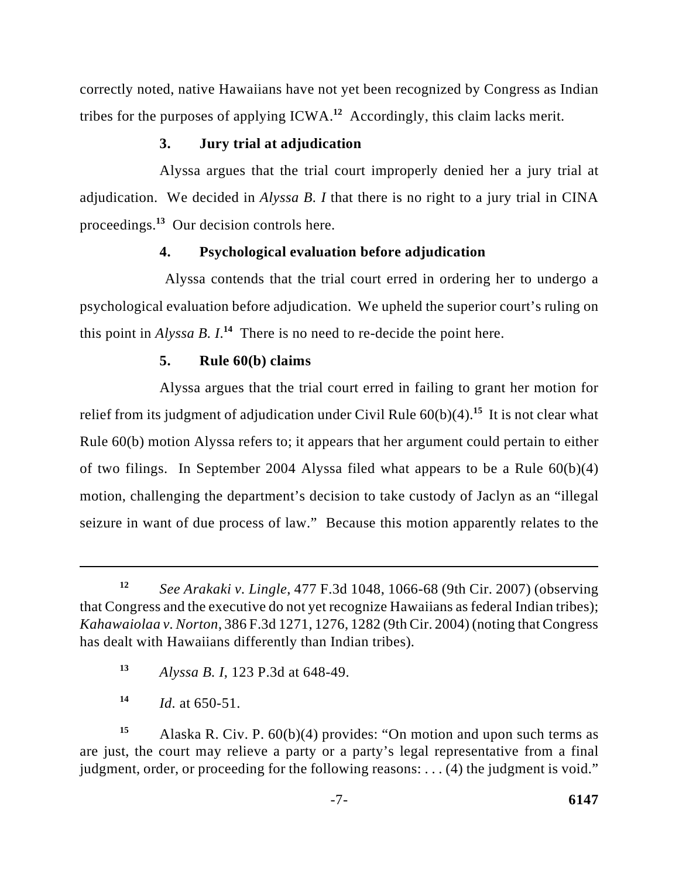correctly noted, native Hawaiians have not yet been recognized by Congress as Indian tribes for the purposes of applying ICWA.[12] Accordingly, this claim lacks merit.

### 3. Jury trial at adjudication

Alyssa argues that the trial court improperly denied her a jury trial at adjudication. We decided in *Alyssa B. I* that there is no right to a jury trial in CINA proceedings.[13] Our decision controls here.

### 4. Psychological evaluation before adjudication

Alyssa contends that the trial court erred in ordering her to undergo a psychological evaluation before adjudication. We upheld the superior court's ruling on this point in *Alyssa B. I*.[14] There is no need to re-decide the point here.

### 5. Rule 60(b) claims

Alyssa argues that the trial court erred in failing to grant her motion for relief from its judgment of adjudication under Civil Rule 60(b)(4).[15] It is not clear what Rule 60(b) motion Alyssa refers to; it appears that her argument could pertain to either of two filings. In September 2004 Alyssa filed what appears to be a Rule 60(b)(4) motion, challenging the department's decision to take custody of Jaclyn as an "illegal seizure in want of due process of law." Because this motion apparently relates to the

---

[12] *See Arakaki v. Lingle*, 477 F.3d 1048, 1066-68 (9th Cir. 2007) (observing that Congress and the executive do not yet recognize Hawaiians as federal Indian tribes); *Kahawaiolaa v. Norton*, 386 F.3d 1271, 1276, 1282 (9th Cir. 2004) (noting that Congress has dealt with Hawaiians differently than Indian tribes).

[13] *Alyssa B. I*, 123 P.3d at 648-49.

[14] *Id.* at 650-51.

[15] Alaska R. Civ. P. 60(b)(4) provides: "On motion and upon such terms as are just, the court may relieve a party or a party's legal representative from a final judgment, order, or proceeding for the following reasons: . . . (4) the judgment is void."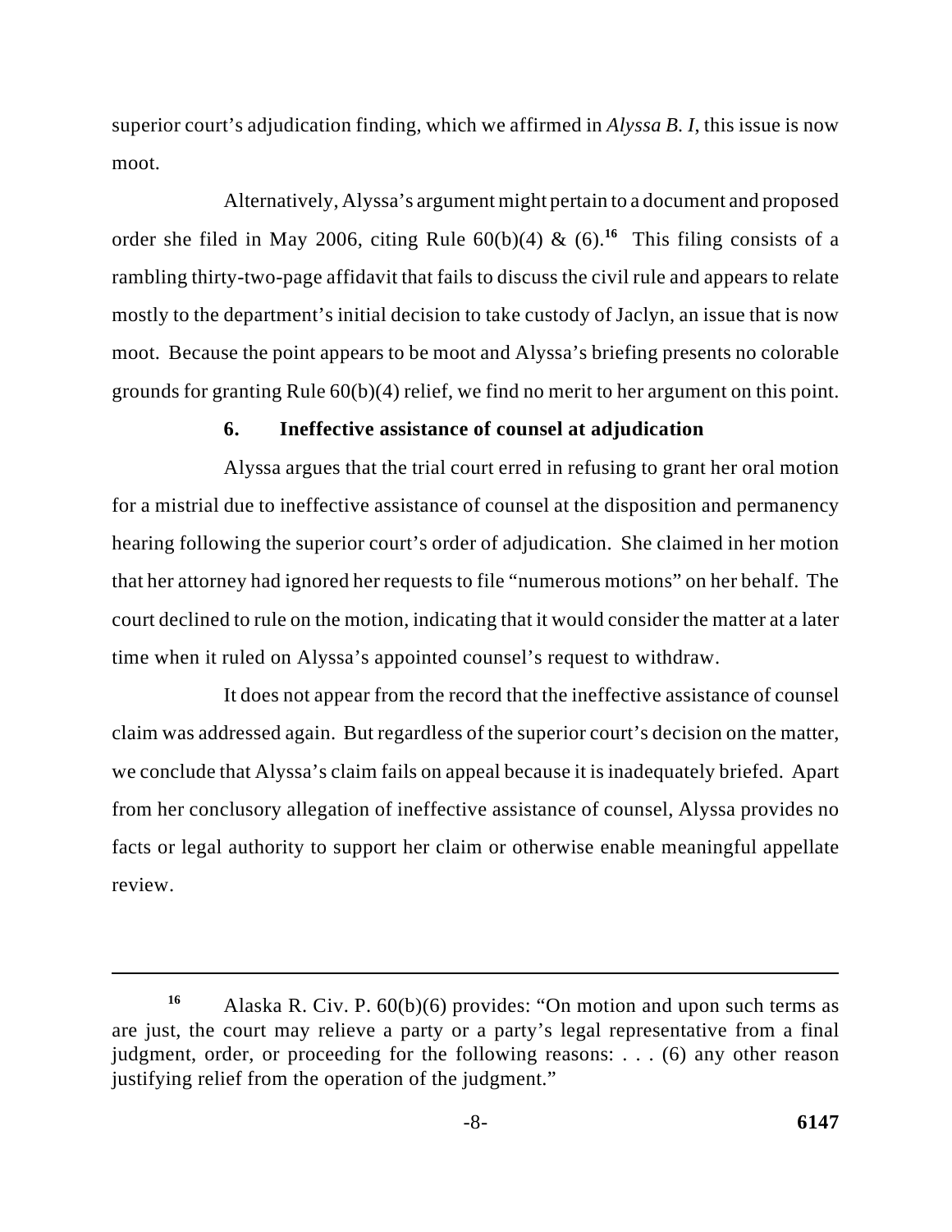superior court's adjudication finding, which we affirmed in *Alyssa B. I*, this issue is now moot.

Alternatively, Alyssa's argument might pertain to a document and proposed order she filed in May 2006, citing Rule 60(b)(4) & (6).[16] This filing consists of a rambling thirty-two-page affidavit that fails to discuss the civil rule and appears to relate mostly to the department's initial decision to take custody of Jaclyn, an issue that is now moot. Because the point appears to be moot and Alyssa's briefing presents no colorable grounds for granting Rule 60(b)(4) relief, we find no merit to her argument on this point.

### 6. Ineffective assistance of counsel at adjudication

Alyssa argues that the trial court erred in refusing to grant her oral motion for a mistrial due to ineffective assistance of counsel at the disposition and permanency hearing following the superior court's order of adjudication. She claimed in her motion that her attorney had ignored her requests to file "numerous motions" on her behalf. The court declined to rule on the motion, indicating that it would consider the matter at a later time when it ruled on Alyssa's appointed counsel's request to withdraw.

It does not appear from the record that the ineffective assistance of counsel claim was addressed again. But regardless of the superior court's decision on the matter, we conclude that Alyssa's claim fails on appeal because it is inadequately briefed. Apart from her conclusory allegation of ineffective assistance of counsel, Alyssa provides no facts or legal authority to support her claim or otherwise enable meaningful appellate review.

---

[16] Alaska R. Civ. P. 60(b)(6) provides: "On motion and upon such terms as are just, the court may relieve a party or a party's legal representative from a final judgment, order, or proceeding for the following reasons: . . . (6) any other reason justifying relief from the operation of the judgment."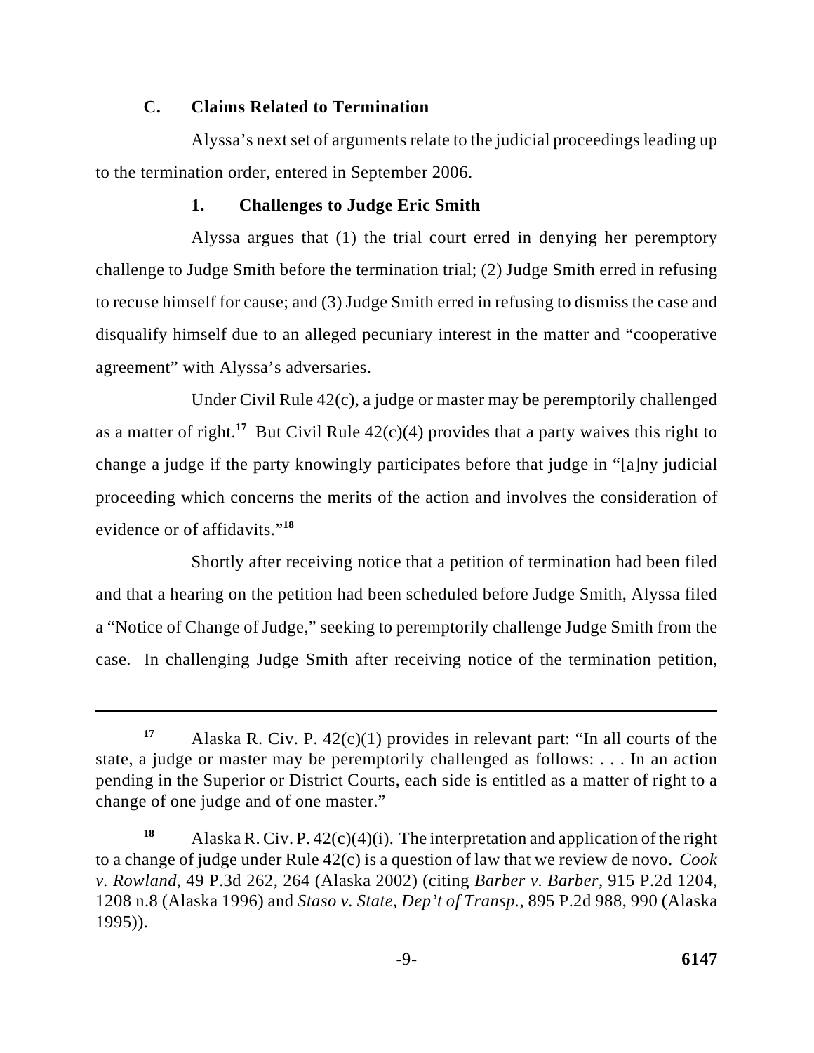### C. Claims Related to Termination

Alyssa's next set of arguments relate to the judicial proceedings leading up to the termination order, entered in September 2006.

#### 1. Challenges to Judge Eric Smith

Alyssa argues that (1) the trial court erred in denying her peremptory challenge to Judge Smith before the termination trial; (2) Judge Smith erred in refusing to recuse himself for cause; and (3) Judge Smith erred in refusing to dismiss the case and disqualify himself due to an alleged pecuniary interest in the matter and "cooperative agreement" with Alyssa's adversaries.

Under Civil Rule 42(c), a judge or master may be peremptorily challenged as a matter of right.[17] But Civil Rule 42(c)(4) provides that a party waives this right to change a judge if the party knowingly participates before that judge in "[a]ny judicial proceeding which concerns the merits of the action and involves the consideration of evidence or of affidavits."[18]

Shortly after receiving notice that a petition of termination had been filed and that a hearing on the petition had been scheduled before Judge Smith, Alyssa filed a "Notice of Change of Judge," seeking to peremptorily challenge Judge Smith from the case. In challenging Judge Smith after receiving notice of the termination petition,

---

[17] Alaska R. Civ. P. 42(c)(1) provides in relevant part: "In all courts of the state, a judge or master may be peremptorily challenged as follows: . . . In an action pending in the Superior or District Courts, each side is entitled as a matter of right to a change of one judge and of one master."

[18] Alaska R. Civ. P. 42(c)(4)(i). The interpretation and application of the right to a change of judge under Rule 42(c) is a question of law that we review de novo. *Cook v. Rowland*, 49 P.3d 262, 264 (Alaska 2002) (citing *Barber v. Barber*, 915 P.2d 1204, 1208 n.8 (Alaska 1996) and *Staso v. State, Dep't of Transp.*, 895 P.2d 988, 990 (Alaska 1995)).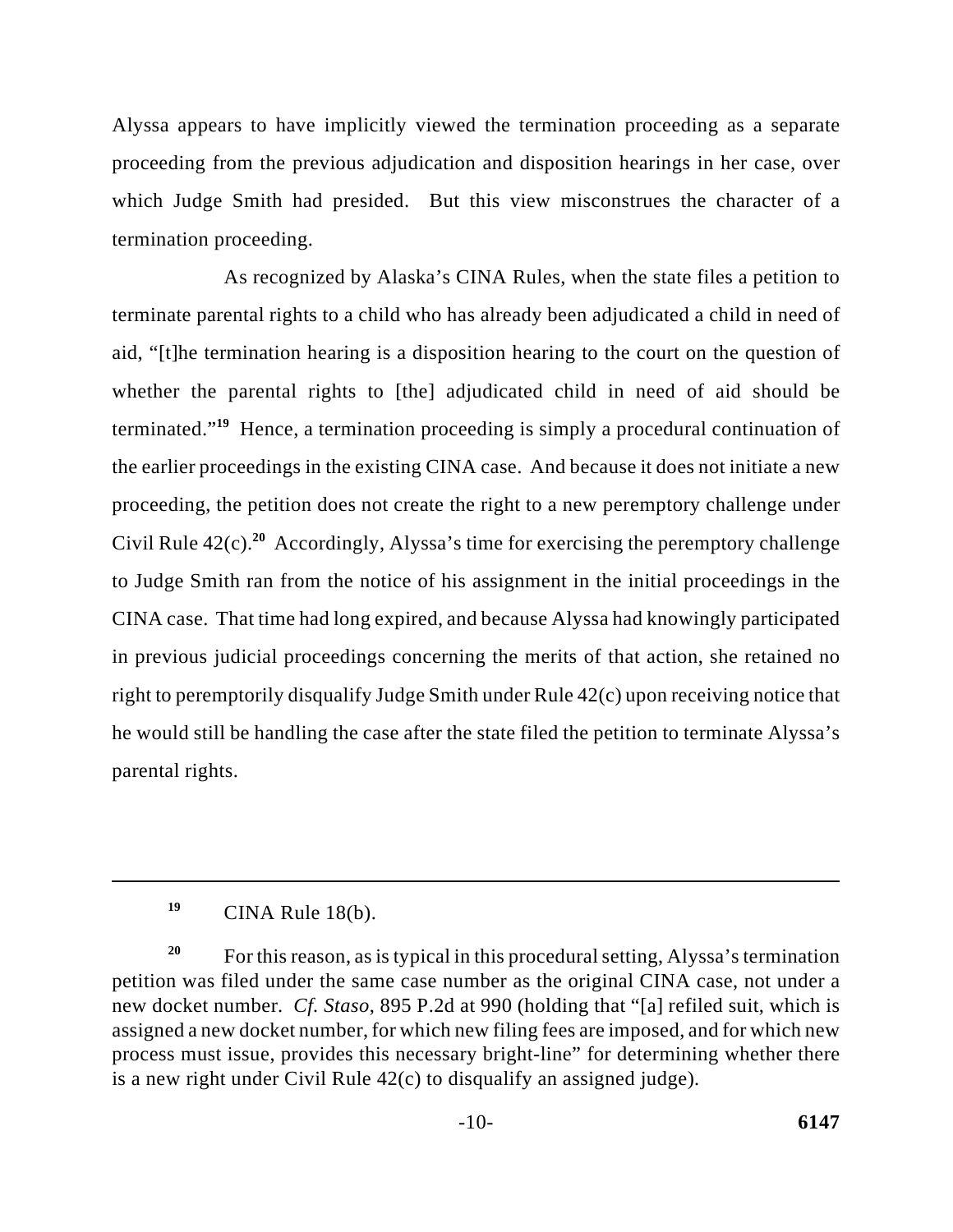Alyssa appears to have implicitly viewed the termination proceeding as a separate proceeding from the previous adjudication and disposition hearings in her case, over which Judge Smith had presided. But this view misconstrues the character of a termination proceeding.

As recognized by Alaska's CINA Rules, when the state files a petition to terminate parental rights to a child who has already been adjudicated a child in need of aid, "[t]he termination hearing is a disposition hearing to the court on the question of whether the parental rights to [the] adjudicated child in need of aid should be terminated."[19] Hence, a termination proceeding is simply a procedural continuation of the earlier proceedings in the existing CINA case. And because it does not initiate a new proceeding, the petition does not create the right to a new peremptory challenge under Civil Rule 42(c).[20] Accordingly, Alyssa's time for exercising the peremptory challenge to Judge Smith ran from the notice of his assignment in the initial proceedings in the CINA case. That time had long expired, and because Alyssa had knowingly participated in previous judicial proceedings concerning the merits of that action, she retained no right to peremptorily disqualify Judge Smith under Rule 42(c) upon receiving notice that he would still be handling the case after the state filed the petition to terminate Alyssa's parental rights.

---

[19] CINA Rule 18(b).

[20] For this reason, as is typical in this procedural setting, Alyssa's termination petition was filed under the same case number as the original CINA case, not under a new docket number. *Cf. Staso*, 895 P.2d at 990 (holding that "[a] refiled suit, which is assigned a new docket number, for which new filing fees are imposed, and for which new process must issue, provides this necessary bright-line" for determining whether there is a new right under Civil Rule 42(c) to disqualify an assigned judge).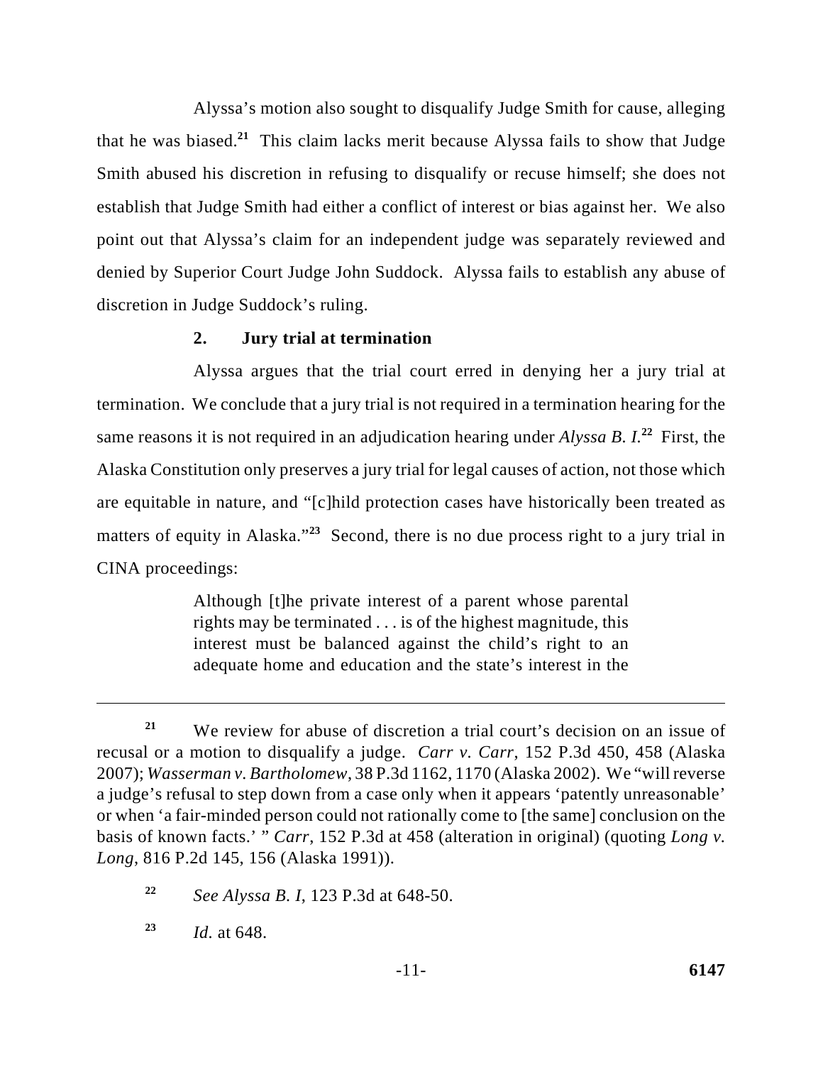Alyssa's motion also sought to disqualify Judge Smith for cause, alleging that he was biased.[21] This claim lacks merit because Alyssa fails to show that Judge Smith abused his discretion in refusing to disqualify or recuse himself; she does not establish that Judge Smith had either a conflict of interest or bias against her. We also point out that Alyssa's claim for an independent judge was separately reviewed and denied by Superior Court Judge John Suddock. Alyssa fails to establish any abuse of discretion in Judge Suddock's ruling.

### 2. Jury trial at termination

Alyssa argues that the trial court erred in denying her a jury trial at termination. We conclude that a jury trial is not required in a termination hearing for the same reasons it is not required in an adjudication hearing under *Alyssa B. I.*[22] First, the Alaska Constitution only preserves a jury trial for legal causes of action, not those which are equitable in nature, and "[c]hild protection cases have historically been treated as matters of equity in Alaska."[23] Second, there is no due process right to a jury trial in CINA proceedings:

> Although [t]he private interest of a parent whose parental rights may be terminated . . . is of the highest magnitude, this interest must be balanced against the child's right to an adequate home and education and the state's interest in the

---

[21] We review for abuse of discretion a trial court's decision on an issue of recusal or a motion to disqualify a judge. *Carr v. Carr*, 152 P.3d 450, 458 (Alaska 2007); *Wasserman v. Bartholomew*, 38 P.3d 1162, 1170 (Alaska 2002). We "will reverse a judge's refusal to step down from a case only when it appears 'patently unreasonable' or when 'a fair-minded person could not rationally come to [the same] conclusion on the basis of known facts.' " *Carr*, 152 P.3d at 458 (alteration in original) (quoting *Long v. Long*, 816 P.2d 145, 156 (Alaska 1991)).

[22] *See Alyssa B. I*, 123 P.3d at 648-50.

[23] *Id.* at 648.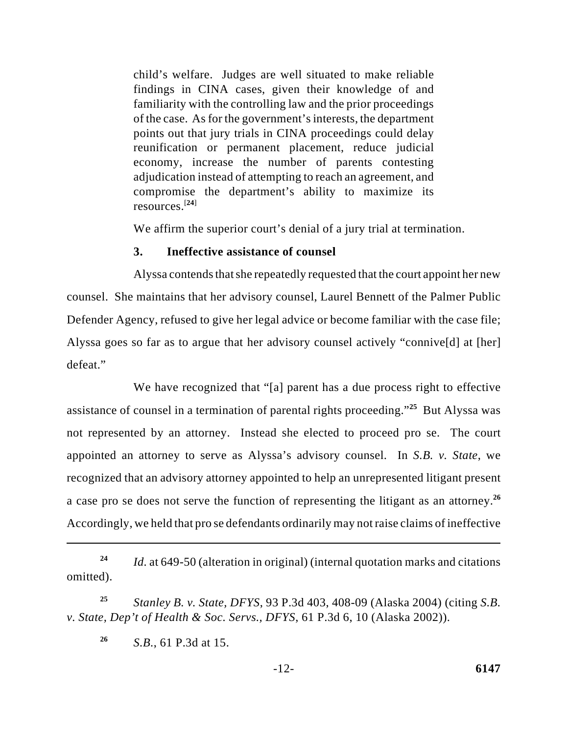> child's welfare. Judges are well situated to make reliable findings in CINA cases, given their knowledge of and familiarity with the controlling law and the prior proceedings of the case. As for the government's interests, the department points out that jury trials in CINA proceedings could delay reunification or permanent placement, reduce judicial economy, increase the number of parents contesting adjudication instead of attempting to reach an agreement, and compromise the department's ability to maximize its resources.[24]

We affirm the superior court's denial of a jury trial at termination.

### 3. Ineffective assistance of counsel

Alyssa contends that she repeatedly requested that the court appoint her new counsel. She maintains that her advisory counsel, Laurel Bennett of the Palmer Public Defender Agency, refused to give her legal advice or become familiar with the case file; Alyssa goes so far as to argue that her advisory counsel actively "connive[d] at [her] defeat."

We have recognized that "[a] parent has a due process right to effective assistance of counsel in a termination of parental rights proceeding."[25] But Alyssa was not represented by an attorney. Instead she elected to proceed pro se. The court appointed an attorney to serve as Alyssa's advisory counsel. In *S.B. v. State*, we recognized that an advisory attorney appointed to help an unrepresented litigant present a case pro se does not serve the function of representing the litigant as an attorney.[26] Accordingly, we held that pro se defendants ordinarily may not raise claims of ineffective

---

[24] *Id.* at 649-50 (alteration in original) (internal quotation marks and citations omitted).

[25] *Stanley B. v. State, DFYS*, 93 P.3d 403, 408-09 (Alaska 2004) (citing *S.B. v. State, Dep't of Health & Soc. Servs., DFYS*, 61 P.3d 6, 10 (Alaska 2002)).

[26] *S.B.*, 61 P.3d at 15.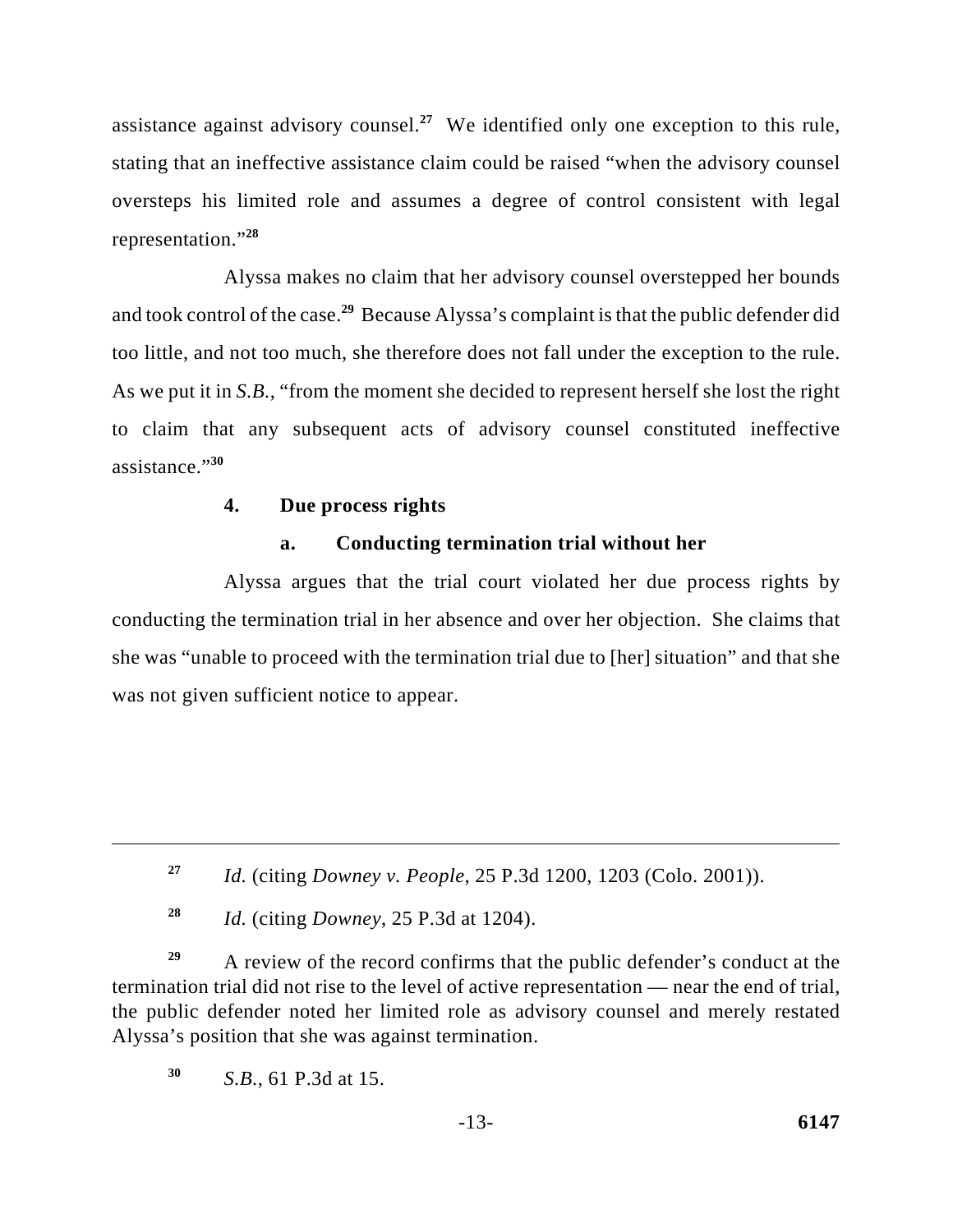assistance against advisory counsel.[27] We identified only one exception to this rule, stating that an ineffective assistance claim could be raised "when the advisory counsel oversteps his limited role and assumes a degree of control consistent with legal representation."[28]

Alyssa makes no claim that her advisory counsel overstepped her bounds and took control of the case.[29] Because Alyssa's complaint is that the public defender did too little, and not too much, she therefore does not fall under the exception to the rule. As we put it in *S.B.*, "from the moment she decided to represent herself she lost the right to claim that any subsequent acts of advisory counsel constituted ineffective assistance."[30]

### 4. Due process rights

#### a. Conducting termination trial without her

Alyssa argues that the trial court violated her due process rights by conducting the termination trial in her absence and over her objection. She claims that she was "unable to proceed with the termination trial due to [her] situation" and that she was not given sufficient notice to appear.

---

[27] *Id.* (citing *Downey v. People*, 25 P.3d 1200, 1203 (Colo. 2001)).

[28] *Id.* (citing *Downey*, 25 P.3d at 1204).

[29] A review of the record confirms that the public defender's conduct at the termination trial did not rise to the level of active representation — near the end of trial, the public defender noted her limited role as advisory counsel and merely restated Alyssa's position that she was against termination.

[30] *S.B.*, 61 P.3d at 15.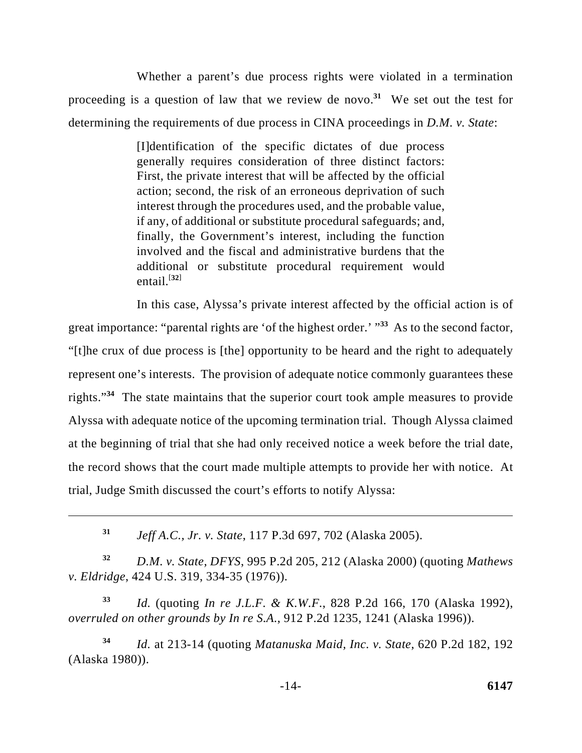Whether a parent's due process rights were violated in a termination proceeding is a question of law that we review de novo.[31] We set out the test for determining the requirements of due process in CINA proceedings in *D.M. v. State*:

> [I]dentification of the specific dictates of due process generally requires consideration of three distinct factors: First, the private interest that will be affected by the official action; second, the risk of an erroneous deprivation of such interest through the procedures used, and the probable value, if any, of additional or substitute procedural safeguards; and, finally, the Government's interest, including the function involved and the fiscal and administrative burdens that the additional or substitute procedural requirement would entail.[32]

In this case, Alyssa's private interest affected by the official action is of great importance: "parental rights are 'of the highest order.' "[33] As to the second factor, "[t]he crux of due process is [the] opportunity to be heard and the right to adequately represent one's interests. The provision of adequate notice commonly guarantees these rights."[34] The state maintains that the superior court took ample measures to provide Alyssa with adequate notice of the upcoming termination trial. Though Alyssa claimed at the beginning of trial that she had only received notice a week before the trial date, the record shows that the court made multiple attempts to provide her with notice. At trial, Judge Smith discussed the court's efforts to notify Alyssa:

---

[31] *Jeff A.C., Jr. v. State*, 117 P.3d 697, 702 (Alaska 2005).

[32] *D.M. v. State, DFYS*, 995 P.2d 205, 212 (Alaska 2000) (quoting *Mathews v. Eldridge*, 424 U.S. 319, 334-35 (1976)).

[33] *Id.* (quoting *In re J.L.F. & K.W.F.*, 828 P.2d 166, 170 (Alaska 1992), *overruled on other grounds by In re S.A.*, 912 P.2d 1235, 1241 (Alaska 1996)).

[34] *Id.* at 213-14 (quoting *Matanuska Maid, Inc. v. State*, 620 P.2d 182, 192 (Alaska 1980)).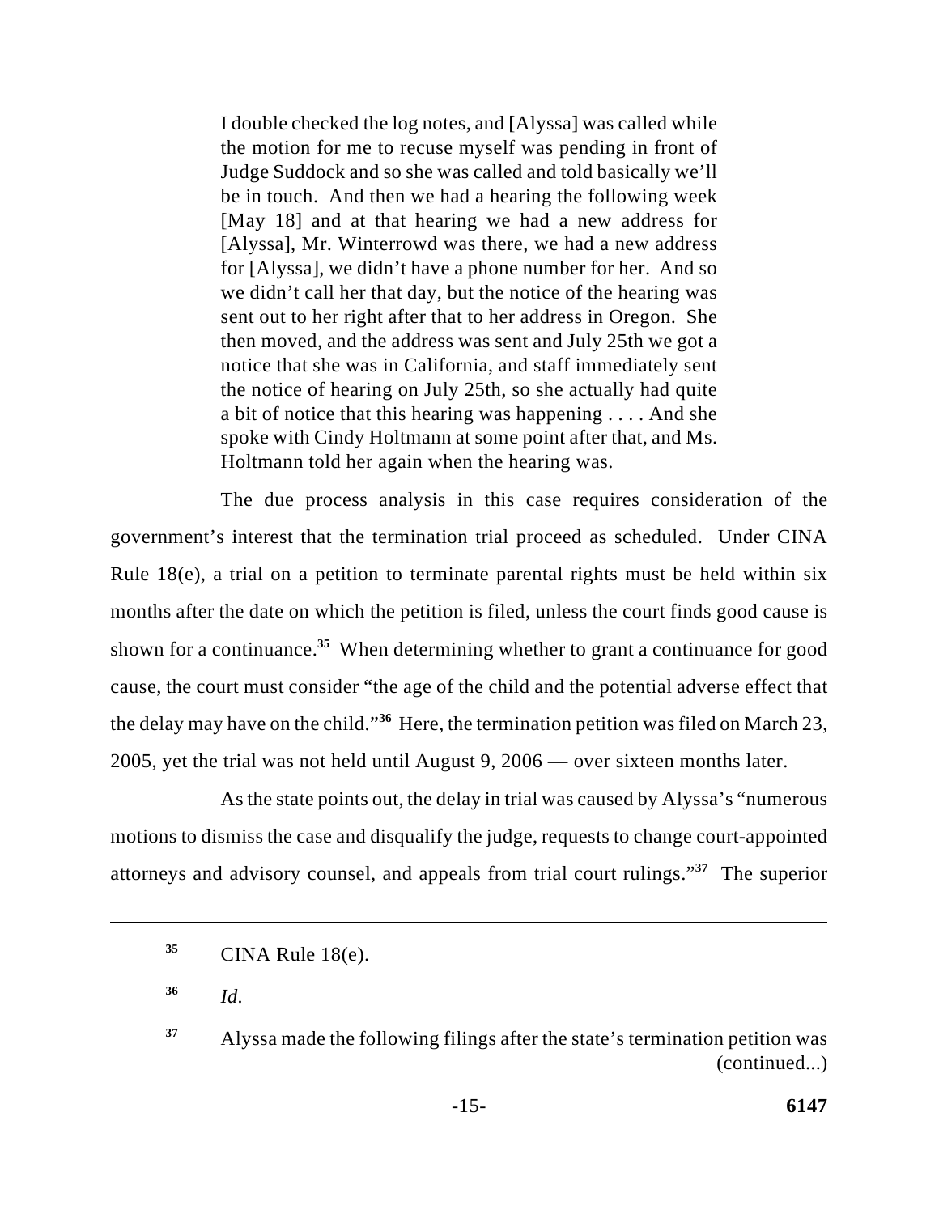> I double checked the log notes, and [Alyssa] was called while the motion for me to recuse myself was pending in front of Judge Suddock and so she was called and told basically we'll be in touch. And then we had a hearing the following week [May 18] and at that hearing we had a new address for [Alyssa], Mr. Winterrowd was there, we had a new address for [Alyssa], we didn't have a phone number for her. And so we didn't call her that day, but the notice of the hearing was sent out to her right after that to her address in Oregon. She then moved, and the address was sent and July 25th we got a notice that she was in California, and staff immediately sent the notice of hearing on July 25th, so she actually had quite a bit of notice that this hearing was happening . . . . And she spoke with Cindy Holtmann at some point after that, and Ms. Holtmann told her again when the hearing was.

The due process analysis in this case requires consideration of the government's interest that the termination trial proceed as scheduled. Under CINA Rule 18(e), a trial on a petition to terminate parental rights must be held within six months after the date on which the petition is filed, unless the court finds good cause is shown for a continuance.[35] When determining whether to grant a continuance for good cause, the court must consider "the age of the child and the potential adverse effect that the delay may have on the child."[36] Here, the termination petition was filed on March 23, 2005, yet the trial was not held until August 9, 2006 — over sixteen months later.

As the state points out, the delay in trial was caused by Alyssa's "numerous motions to dismiss the case and disqualify the judge, requests to change court-appointed attorneys and advisory counsel, and appeals from trial court rulings."[37] The superior

---

[35] CINA Rule 18(e).

[36] *Id.*

[37] Alyssa made the following filings after the state's termination petition was (continued...)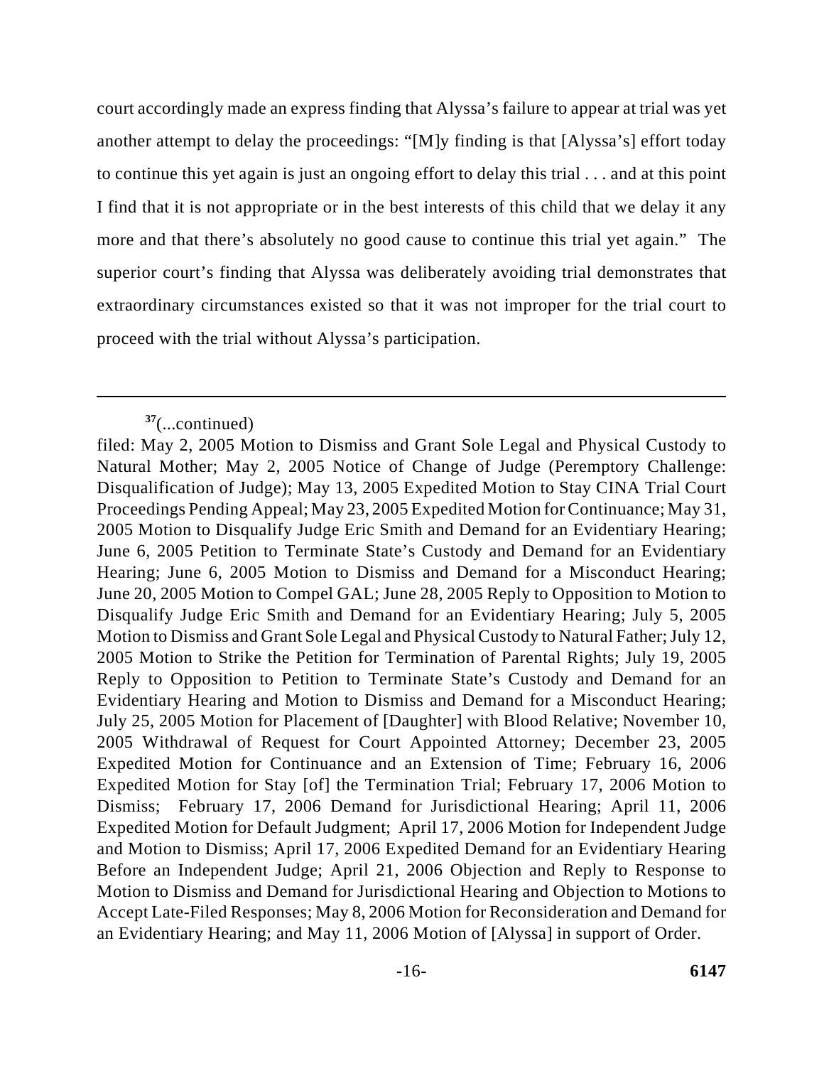court accordingly made an express finding that Alyssa's failure to appear at trial was yet another attempt to delay the proceedings: "[M]y finding is that [Alyssa's] effort today to continue this yet again is just an ongoing effort to delay this trial . . . and at this point I find that it is not appropriate or in the best interests of this child that we delay it any more and that there's absolutely no good cause to continue this trial yet again." The superior court's finding that Alyssa was deliberately avoiding trial demonstrates that extraordinary circumstances existed so that it was not improper for the trial court to proceed with the trial without Alyssa's participation.

---

[37](...continued)

filed: May 2, 2005 Motion to Dismiss and Grant Sole Legal and Physical Custody to Natural Mother; May 2, 2005 Notice of Change of Judge (Peremptory Challenge: Disqualification of Judge); May 13, 2005 Expedited Motion to Stay CINA Trial Court Proceedings Pending Appeal; May 23, 2005 Expedited Motion for Continuance; May 31, 2005 Motion to Disqualify Judge Eric Smith and Demand for an Evidentiary Hearing; June 6, 2005 Petition to Terminate State's Custody and Demand for an Evidentiary Hearing; June 6, 2005 Motion to Dismiss and Demand for a Misconduct Hearing; June 20, 2005 Motion to Compel GAL; June 28, 2005 Reply to Opposition to Motion to Disqualify Judge Eric Smith and Demand for an Evidentiary Hearing; July 5, 2005 Motion to Dismiss and Grant Sole Legal and Physical Custody to Natural Father; July 12, 2005 Motion to Strike the Petition for Termination of Parental Rights; July 19, 2005 Reply to Opposition to Petition to Terminate State's Custody and Demand for an Evidentiary Hearing and Motion to Dismiss and Demand for a Misconduct Hearing; July 25, 2005 Motion for Placement of [Daughter] with Blood Relative; November 10, 2005 Withdrawal of Request for Court Appointed Attorney; December 23, 2005 Expedited Motion for Continuance and an Extension of Time; February 16, 2006 Expedited Motion for Stay [of] the Termination Trial; February 17, 2006 Motion to Dismiss; February 17, 2006 Demand for Jurisdictional Hearing; April 11, 2006 Expedited Motion for Default Judgment; April 17, 2006 Motion for Independent Judge and Motion to Dismiss; April 17, 2006 Expedited Demand for an Evidentiary Hearing Before an Independent Judge; April 21, 2006 Objection and Reply to Response to Motion to Dismiss and Demand for Jurisdictional Hearing and Objection to Motions to Accept Late-Filed Responses; May 8, 2006 Motion for Reconsideration and Demand for an Evidentiary Hearing; and May 11, 2006 Motion of [Alyssa] in support of Order.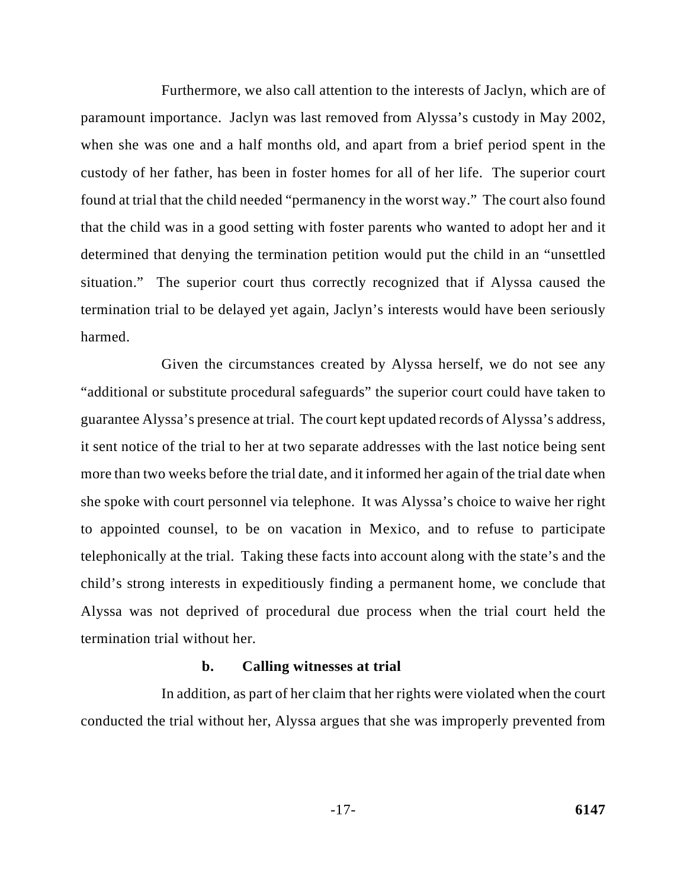Furthermore, we also call attention to the interests of Jaclyn, which are of paramount importance. Jaclyn was last removed from Alyssa's custody in May 2002, when she was one and a half months old, and apart from a brief period spent in the custody of her father, has been in foster homes for all of her life. The superior court found at trial that the child needed "permanency in the worst way." The court also found that the child was in a good setting with foster parents who wanted to adopt her and it determined that denying the termination petition would put the child in an "unsettled situation." The superior court thus correctly recognized that if Alyssa caused the termination trial to be delayed yet again, Jaclyn's interests would have been seriously harmed.

Given the circumstances created by Alyssa herself, we do not see any "additional or substitute procedural safeguards" the superior court could have taken to guarantee Alyssa's presence at trial. The court kept updated records of Alyssa's address, it sent notice of the trial to her at two separate addresses with the last notice being sent more than two weeks before the trial date, and it informed her again of the trial date when she spoke with court personnel via telephone. It was Alyssa's choice to waive her right to appointed counsel, to be on vacation in Mexico, and to refuse to participate telephonically at the trial. Taking these facts into account along with the state's and the child's strong interests in expeditiously finding a permanent home, we conclude that Alyssa was not deprived of procedural due process when the trial court held the termination trial without her.

**b. Calling witnesses at trial**

In addition, as part of her claim that her rights were violated when the court conducted the trial without her, Alyssa argues that she was improperly prevented from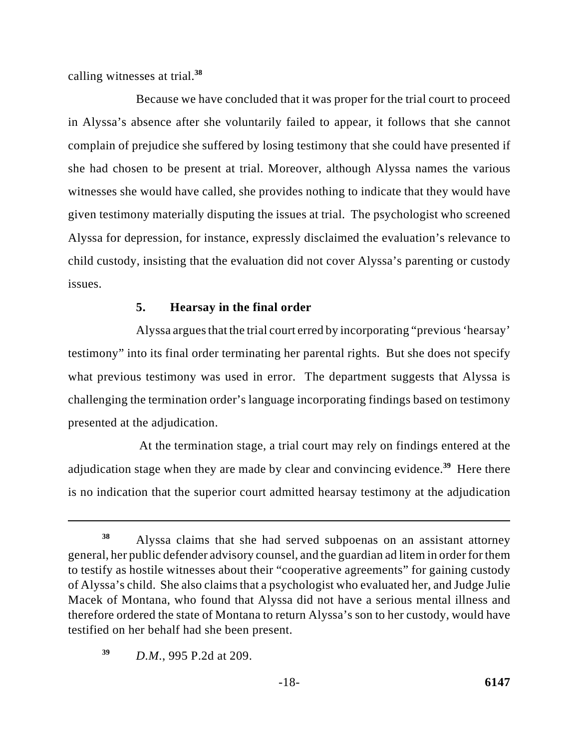calling witnesses at trial.[38]

Because we have concluded that it was proper for the trial court to proceed in Alyssa's absence after she voluntarily failed to appear, it follows that she cannot complain of prejudice she suffered by losing testimony that she could have presented if she had chosen to be present at trial. Moreover, although Alyssa names the various witnesses she would have called, she provides nothing to indicate that they would have given testimony materially disputing the issues at trial. The psychologist who screened Alyssa for depression, for instance, expressly disclaimed the evaluation's relevance to child custody, insisting that the evaluation did not cover Alyssa's parenting or custody issues.

### 5. Hearsay in the final order

Alyssa argues that the trial court erred by incorporating "previous 'hearsay' testimony" into its final order terminating her parental rights. But she does not specify what previous testimony was used in error. The department suggests that Alyssa is challenging the termination order's language incorporating findings based on testimony presented at the adjudication.

At the termination stage, a trial court may rely on findings entered at the adjudication stage when they are made by clear and convincing evidence.[39] Here there is no indication that the superior court admitted hearsay testimony at the adjudication

---

[38] Alyssa claims that she had served subpoenas on an assistant attorney general, her public defender advisory counsel, and the guardian ad litem in order for them to testify as hostile witnesses about their "cooperative agreements" for gaining custody of Alyssa's child. She also claims that a psychologist who evaluated her, and Judge Julie Macek of Montana, who found that Alyssa did not have a serious mental illness and therefore ordered the state of Montana to return Alyssa's son to her custody, would have testified on her behalf had she been present.

[39] *D.M.*, 995 P.2d at 209.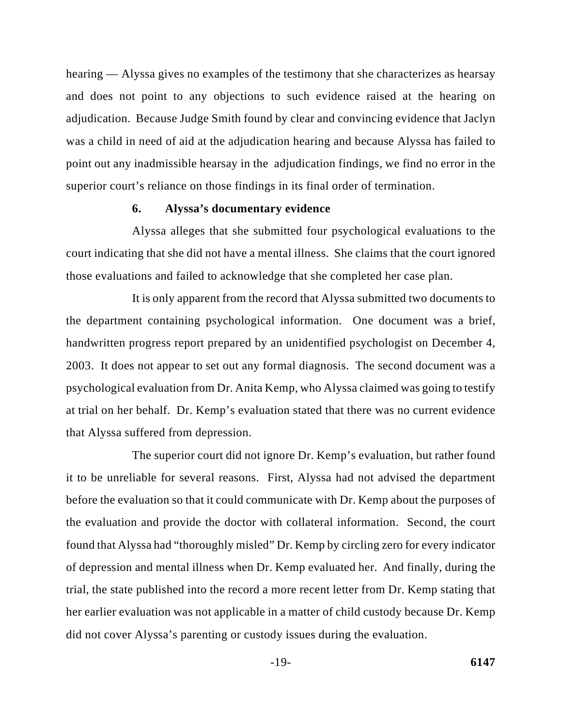hearing — Alyssa gives no examples of the testimony that she characterizes as hearsay and does not point to any objections to such evidence raised at the hearing on adjudication. Because Judge Smith found by clear and convincing evidence that Jaclyn was a child in need of aid at the adjudication hearing and because Alyssa has failed to point out any inadmissible hearsay in the adjudication findings, we find no error in the superior court's reliance on those findings in its final order of termination.

### 6. Alyssa's documentary evidence

Alyssa alleges that she submitted four psychological evaluations to the court indicating that she did not have a mental illness. She claims that the court ignored those evaluations and failed to acknowledge that she completed her case plan.

It is only apparent from the record that Alyssa submitted two documents to the department containing psychological information. One document was a brief, handwritten progress report prepared by an unidentified psychologist on December 4, 2003. It does not appear to set out any formal diagnosis. The second document was a psychological evaluation from Dr. Anita Kemp, who Alyssa claimed was going to testify at trial on her behalf. Dr. Kemp's evaluation stated that there was no current evidence that Alyssa suffered from depression.

The superior court did not ignore Dr. Kemp's evaluation, but rather found it to be unreliable for several reasons. First, Alyssa had not advised the department before the evaluation so that it could communicate with Dr. Kemp about the purposes of the evaluation and provide the doctor with collateral information. Second, the court found that Alyssa had "thoroughly misled" Dr. Kemp by circling zero for every indicator of depression and mental illness when Dr. Kemp evaluated her. And finally, during the trial, the state published into the record a more recent letter from Dr. Kemp stating that her earlier evaluation was not applicable in a matter of child custody because Dr. Kemp did not cover Alyssa's parenting or custody issues during the evaluation.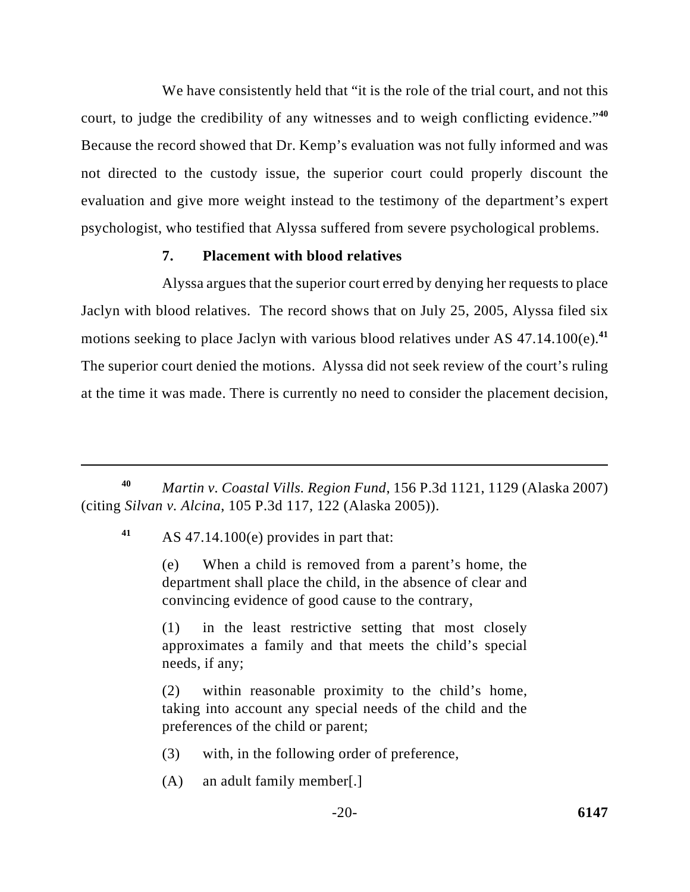We have consistently held that "it is the role of the trial court, and not this court, to judge the credibility of any witnesses and to weigh conflicting evidence."[40] Because the record showed that Dr. Kemp's evaluation was not fully informed and was not directed to the custody issue, the superior court could properly discount the evaluation and give more weight instead to the testimony of the department's expert psychologist, who testified that Alyssa suffered from severe psychological problems.

**7. Placement with blood relatives**

Alyssa argues that the superior court erred by denying her requests to place Jaclyn with blood relatives. The record shows that on July 25, 2005, Alyssa filed six motions seeking to place Jaclyn with various blood relatives under AS 47.14.100(e).[41] The superior court denied the motions. Alyssa did not seek review of the court's ruling at the time it was made. There is currently no need to consider the placement decision,

---

[40] *Martin v. Coastal Vills. Region Fund*, 156 P.3d 1121, 1129 (Alaska 2007) (citing *Silvan v. Alcina*, 105 P.3d 117, 122 (Alaska 2005)).

[41] AS 47.14.100(e) provides in part that:

> (e) When a child is removed from a parent's home, the department shall place the child, in the absence of clear and convincing evidence of good cause to the contrary,
>
> (1) in the least restrictive setting that most closely approximates a family and that meets the child's special needs, if any;
>
> (2) within reasonable proximity to the child's home, taking into account any special needs of the child and the preferences of the child or parent;
>
> (3) with, in the following order of preference,
>
> (A) an adult family member[.]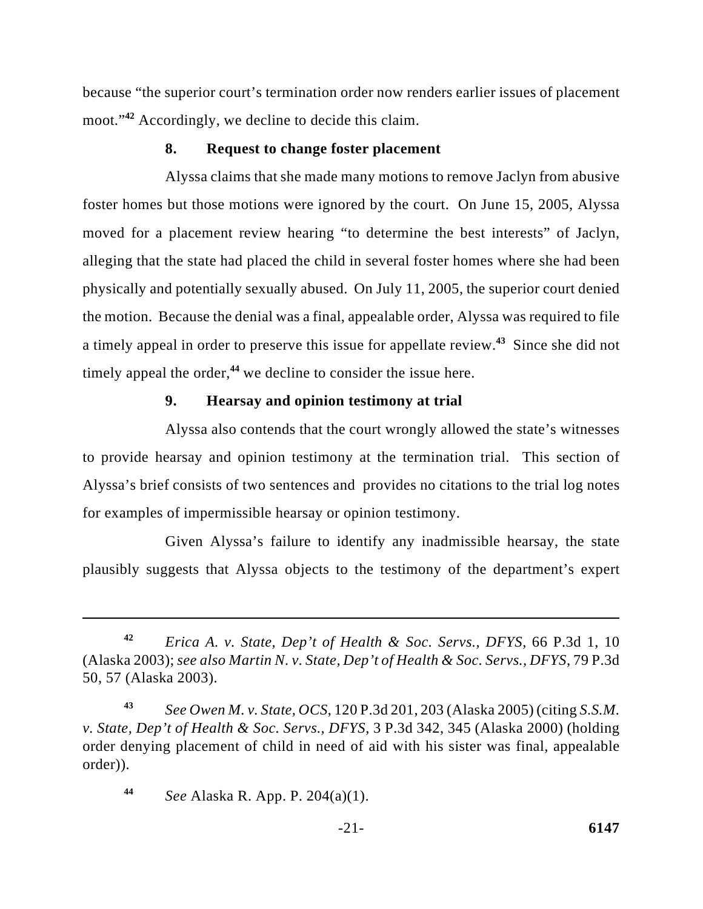because "the superior court's termination order now renders earlier issues of placement moot."[42] Accordingly, we decline to decide this claim.

### 8. Request to change foster placement

Alyssa claims that she made many motions to remove Jaclyn from abusive foster homes but those motions were ignored by the court. On June 15, 2005, Alyssa moved for a placement review hearing "to determine the best interests" of Jaclyn, alleging that the state had placed the child in several foster homes where she had been physically and potentially sexually abused. On July 11, 2005, the superior court denied the motion. Because the denial was a final, appealable order, Alyssa was required to file a timely appeal in order to preserve this issue for appellate review.[43] Since she did not timely appeal the order,[44] we decline to consider the issue here.

### 9. Hearsay and opinion testimony at trial

Alyssa also contends that the court wrongly allowed the state's witnesses to provide hearsay and opinion testimony at the termination trial. This section of Alyssa's brief consists of two sentences and provides no citations to the trial log notes for examples of impermissible hearsay or opinion testimony.

Given Alyssa's failure to identify any inadmissible hearsay, the state plausibly suggests that Alyssa objects to the testimony of the department's expert

---

[42] *Erica A. v. State, Dep't of Health & Soc. Servs., DFYS*, 66 P.3d 1, 10 (Alaska 2003); *see also Martin N. v. State, Dep't of Health & Soc. Servs., DFYS*, 79 P.3d 50, 57 (Alaska 2003).

[43] *See Owen M. v. State, OCS*, 120 P.3d 201, 203 (Alaska 2005) (citing *S.S.M. v. State, Dep't of Health & Soc. Servs., DFYS*, 3 P.3d 342, 345 (Alaska 2000) (holding order denying placement of child in need of aid with his sister was final, appealable order)).

[44] *See* Alaska R. App. P. 204(a)(1).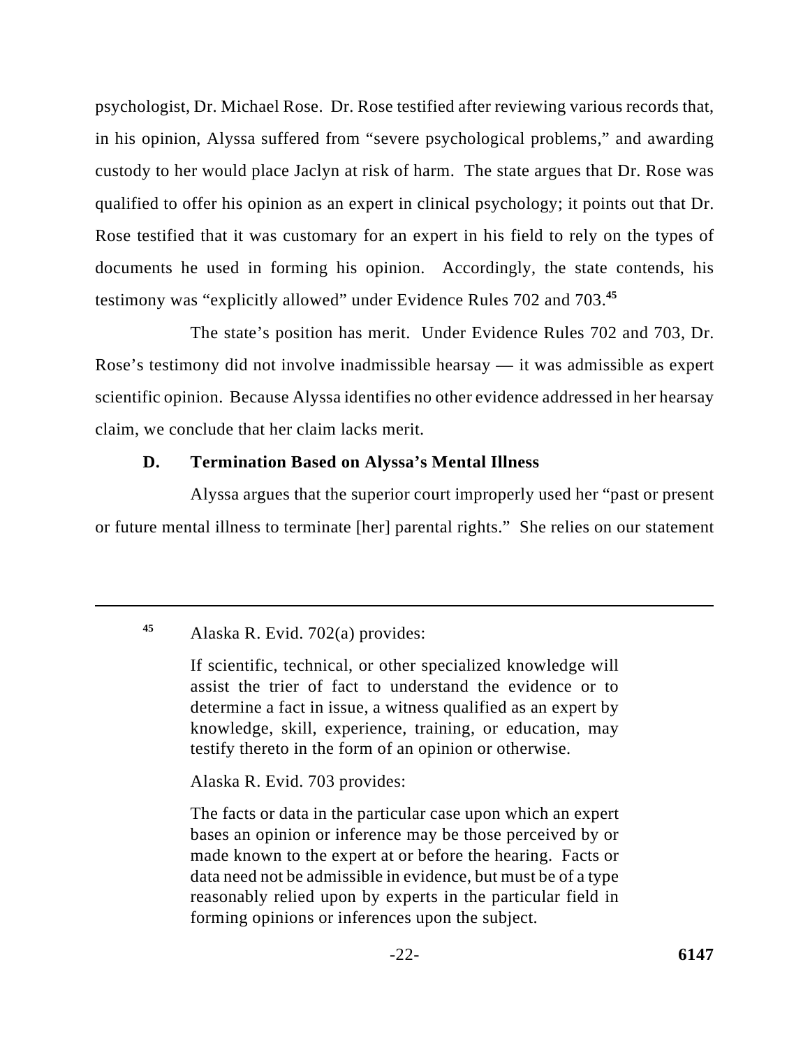psychologist, Dr. Michael Rose. Dr. Rose testified after reviewing various records that, in his opinion, Alyssa suffered from "severe psychological problems," and awarding custody to her would place Jaclyn at risk of harm. The state argues that Dr. Rose was qualified to offer his opinion as an expert in clinical psychology; it points out that Dr. Rose testified that it was customary for an expert in his field to rely on the types of documents he used in forming his opinion. Accordingly, the state contends, his testimony was "explicitly allowed" under Evidence Rules 702 and 703.[45]

The state's position has merit. Under Evidence Rules 702 and 703, Dr. Rose's testimony did not involve inadmissible hearsay — it was admissible as expert scientific opinion. Because Alyssa identifies no other evidence addressed in her hearsay claim, we conclude that her claim lacks merit.

### D. Termination Based on Alyssa's Mental Illness

Alyssa argues that the superior court improperly used her "past or present or future mental illness to terminate [her] parental rights." She relies on our statement

---

[45] Alaska R. Evid. 702(a) provides:

> If scientific, technical, or other specialized knowledge will assist the trier of fact to understand the evidence or to determine a fact in issue, a witness qualified as an expert by knowledge, skill, experience, training, or education, may testify thereto in the form of an opinion or otherwise.

Alaska R. Evid. 703 provides:

> The facts or data in the particular case upon which an expert bases an opinion or inference may be those perceived by or made known to the expert at or before the hearing. Facts or data need not be admissible in evidence, but must be of a type reasonably relied upon by experts in the particular field in forming opinions or inferences upon the subject.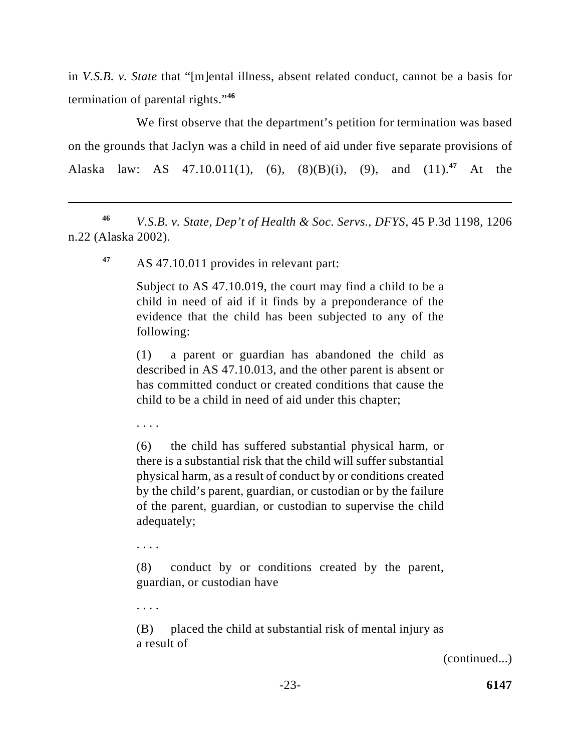in *V.S.B. v. State* that "[m]ental illness, absent related conduct, cannot be a basis for termination of parental rights."[46]

We first observe that the department's petition for termination was based on the grounds that Jaclyn was a child in need of aid under five separate provisions of Alaska law: AS 47.10.011(1), (6), (8)(B)(i), (9), and (11).[47] At the

---

[46] *V.S.B. v. State, Dep't of Health & Soc. Servs., DFYS*, 45 P.3d 1198, 1206 n.22 (Alaska 2002).

[47] AS 47.10.011 provides in relevant part:

> Subject to AS 47.10.019, the court may find a child to be a child in need of aid if it finds by a preponderance of the evidence that the child has been subjected to any of the following:
>
> (1) a parent or guardian has abandoned the child as described in AS 47.10.013, and the other parent is absent or has committed conduct or created conditions that cause the child to be a child in need of aid under this chapter;
>
> . . . .
>
> (6) the child has suffered substantial physical harm, or there is a substantial risk that the child will suffer substantial physical harm, as a result of conduct by or conditions created by the child's parent, guardian, or custodian or by the failure of the parent, guardian, or custodian to supervise the child adequately;
>
> . . . .
>
> (8) conduct by or conditions created by the parent, guardian, or custodian have
>
> . . . .
>
> (B) placed the child at substantial risk of mental injury as a result of

(continued...)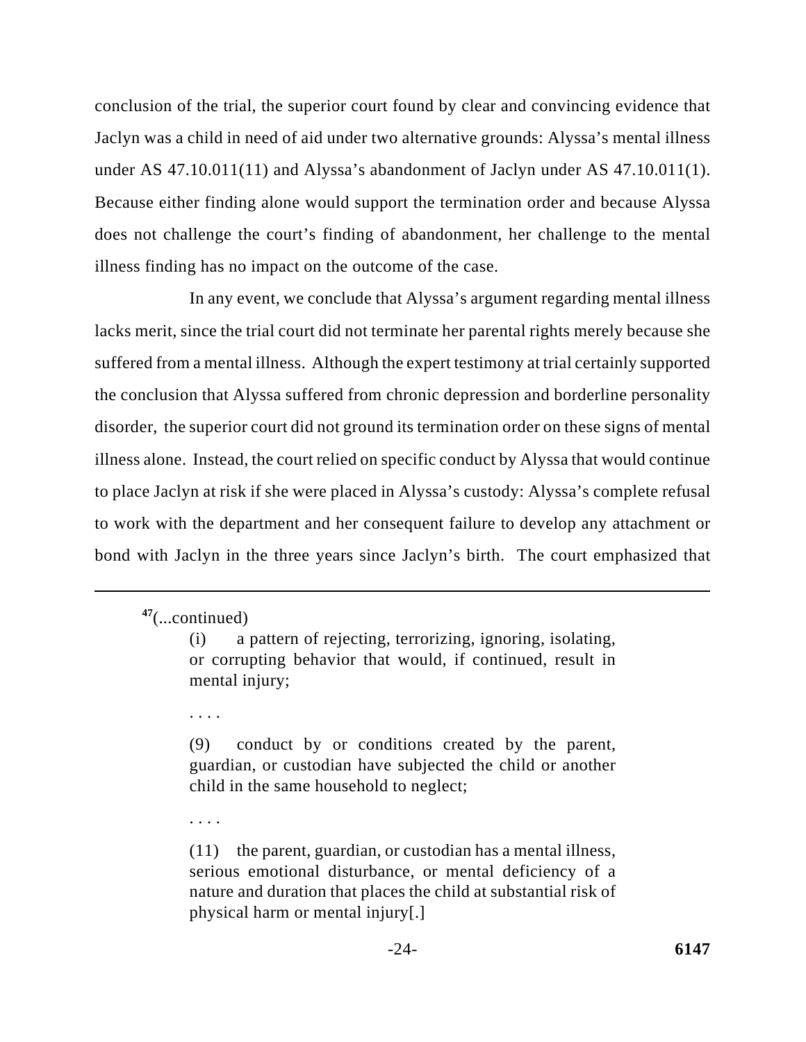conclusion of the trial, the superior court found by clear and convincing evidence that Jaclyn was a child in need of aid under two alternative grounds: Alyssa's mental illness under AS 47.10.011(11) and Alyssa's abandonment of Jaclyn under AS 47.10.011(1). Because either finding alone would support the termination order and because Alyssa does not challenge the court's finding of abandonment, her challenge to the mental illness finding has no impact on the outcome of the case.

In any event, we conclude that Alyssa's argument regarding mental illness lacks merit, since the trial court did not terminate her parental rights merely because she suffered from a mental illness. Although the expert testimony at trial certainly supported the conclusion that Alyssa suffered from chronic depression and borderline personality disorder, the superior court did not ground its termination order on these signs of mental illness alone. Instead, the court relied on specific conduct by Alyssa that would continue to place Jaclyn at risk if she were placed in Alyssa's custody: Alyssa's complete refusal to work with the department and her consequent failure to develop any attachment or bond with Jaclyn in the three years since Jaclyn's birth. The court emphasized that

---

[47](...continued)

> (i) a pattern of rejecting, terrorizing, ignoring, isolating, or corrupting behavior that would, if continued, result in mental injury;
>
> . . . .
>
> (9) conduct by or conditions created by the parent, guardian, or custodian have subjected the child or another child in the same household to neglect;
>
> . . . .
>
> (11) the parent, guardian, or custodian has a mental illness, serious emotional disturbance, or mental deficiency of a nature and duration that places the child at substantial risk of physical harm or mental injury[.]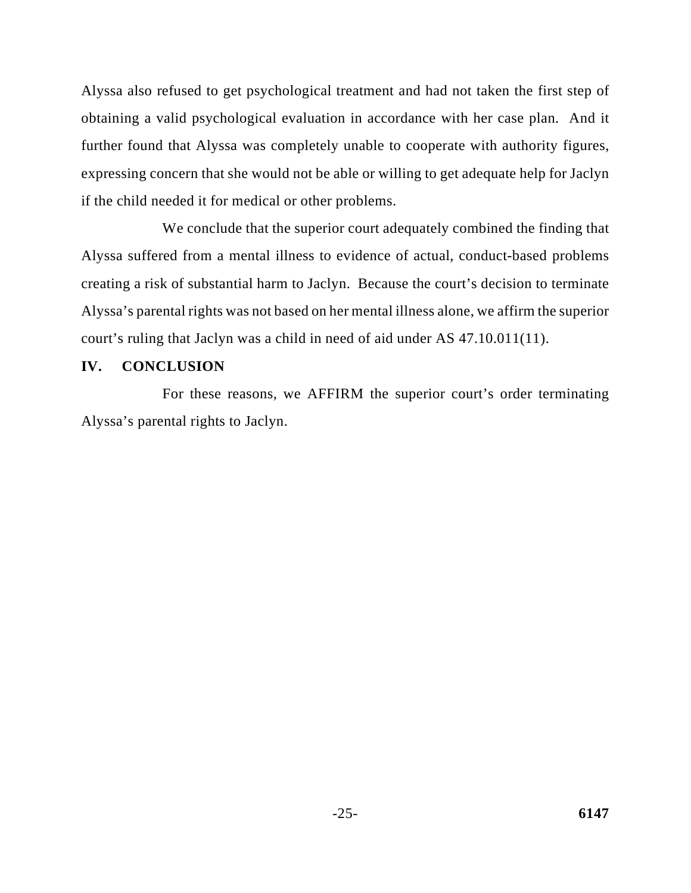Alyssa also refused to get psychological treatment and had not taken the first step of obtaining a valid psychological evaluation in accordance with her case plan. And it further found that Alyssa was completely unable to cooperate with authority figures, expressing concern that she would not be able or willing to get adequate help for Jaclyn if the child needed it for medical or other problems.

We conclude that the superior court adequately combined the finding that Alyssa suffered from a mental illness to evidence of actual, conduct-based problems creating a risk of substantial harm to Jaclyn. Because the court's decision to terminate Alyssa's parental rights was not based on her mental illness alone, we affirm the superior court's ruling that Jaclyn was a child in need of aid under AS 47.10.011(11).

## IV. CONCLUSION

For these reasons, we AFFIRM the superior court's order terminating Alyssa's parental rights to Jaclyn.